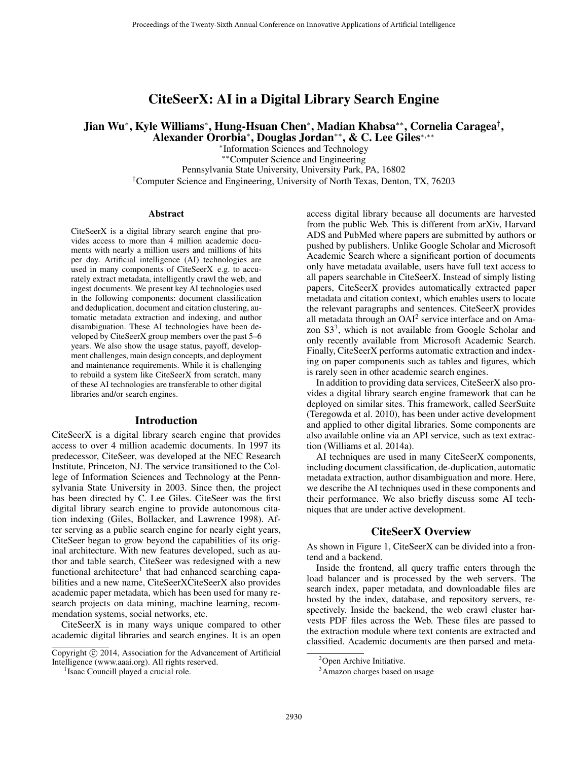# CiteSeerX: AI in a Digital Library Search Engine

**Jian Wu*, Kyle Williams*, Hung-Hsuan Chen*, Madian Khabsa**, Cornelia Caragea†, Alexander Ororbia*, Douglas Jordan**, & C. Lee Giles*,****

*Information Sciences and Technology
**Computer Science and Engineering
Pennsylvania State University, University Park, PA, 16802
†Computer Science and Engineering, University of North Texas, Denton, TX, 76203

## Abstract

CiteSeerX is a digital library search engine that provides access to more than 4 million academic documents with nearly a million users and millions of hits per day. Artificial intelligence (AI) technologies are used in many components of CiteSeerX e.g. to accurately extract metadata, intelligently crawl the web, and ingest documents. We present key AI technologies used in the following components: document classification and deduplication, document and citation clustering, automatic metadata extraction and indexing, and author disambiguation. These AI technologies have been developed by CiteSeerX group members over the past 5–6 years. We also show the usage status, payoff, development challenges, main design concepts, and deployment and maintenance requirements. While it is challenging to rebuild a system like CiteSeerX from scratch, many of these AI technologies are transferable to other digital libraries and/or search engines.

## Introduction

CiteSeerX is a digital library search engine that provides access to over 4 million academic documents. In 1997 its predecessor, CiteSeer, was developed at the NEC Research Institute, Princeton, NJ. The service transitioned to the College of Information Sciences and Technology at the Pennsylvania State University in 2003. Since then, the project has been directed by C. Lee Giles. CiteSeer was the first digital library search engine to provide autonomous citation indexing (Giles, Bollacker, and Lawrence 1998). After serving as a public search engine for nearly eight years, CiteSeer began to grow beyond the capabilities of its original architecture. With new features developed, such as author and table search, CiteSeer was redesigned with a new functional architecture[1] that had enhanced searching capabilities and a new name, CiteSeerXĊiteSeerX also provides academic paper metadata, which has been used for many research projects on data mining, machine learning, recommendation systems, social networks, etc.

CiteSeerX is in many ways unique compared to other academic digital libraries and search engines. It is an open access digital library because all documents are harvested from the public Web. This is different from arXiv, Harvard ADS and PubMed where papers are submitted by authors or pushed by publishers. Unlike Google Scholar and Microsoft Academic Search where a significant portion of documents only have metadata available, users have full text access to all papers searchable in CiteSeerX. Instead of simply listing papers, CiteSeerX provides automatically extracted paper metadata and citation context, which enables users to locate the relevant paragraphs and sentences. CiteSeerX provides all metadata through an OAI[2] service interface and on Amazon S3[3], which is not available from Google Scholar and only recently available from Microsoft Academic Search. Finally, CiteSeerX performs automatic extraction and indexing on paper components such as tables and figures, which is rarely seen in other academic search engines.

In addition to providing data services, CiteSeerX also provides a digital library search engine framework that can be deployed on similar sites. This framework, called SeerSuite (Teregowda et al. 2010), has been under active development and applied to other digital libraries. Some components are also available online via an API service, such as text extraction (Williams et al. 2014a).

AI techniques are used in many CiteSeerX components, including document classification, de-duplication, automatic metadata extraction, author disambiguation and more. Here, we describe the AI techniques used in these components and their performance. We also briefly discuss some AI techniques that are under active development.

## CiteSeerX Overview

As shown in Figure 1, CiteSeerX can be divided into a frontend and a backend.

Inside the frontend, all query traffic enters through the load balancer and is processed by the web servers. The search index, paper metadata, and downloadable files are hosted by the index, database, and repository servers, respectively. Inside the backend, the web crawl cluster harvests PDF files across the Web. These files are passed to the extraction module where text contents are extracted and classified. Academic documents are then parsed and meta-

---

Copyright © 2014, Association for the Advancement of Artificial Intelligence (www.aaai.org). All rights reserved.

[1] Isaac Councill played a crucial role.

[2] Open Archive Initiative.

[3] Amazon charges based on usage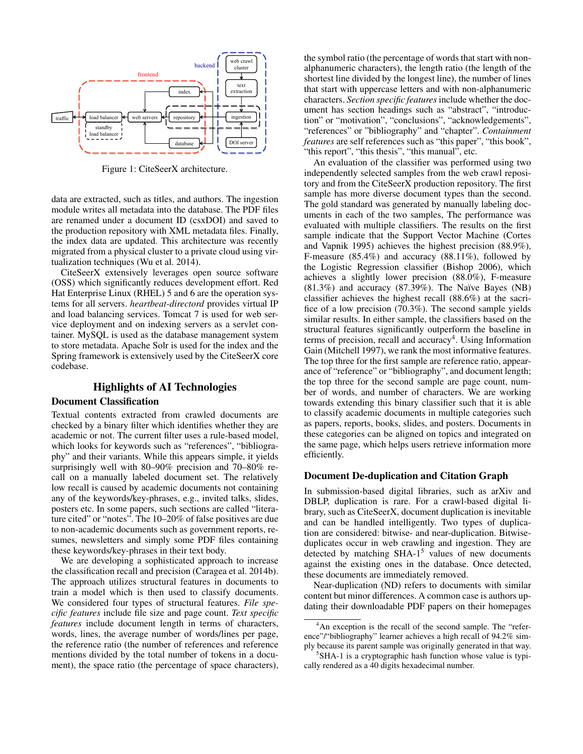Figure 1: CiteSeerX architecture.

data are extracted, such as titles, and authors. The ingestion module writes all metadata into the database. The PDF files are renamed under a document ID (csxDOI) and saved to the production repository with XML metadata files. Finally, the index data are updated. This architecture was recently migrated from a physical cluster to a private cloud using virtualization techniques (Wu et al. 2014).

CiteSeerX extensively leverages open source software (OSS) which significantly reduces development effort. Red Hat Enterprise Linux (RHEL) 5 and 6 are the operation systems for all servers. *heartbeat-directord* provides virtual IP and load balancing services. Tomcat 7 is used for web service deployment and on indexing servers as a servlet container. MySQL is used as the database management system to store metadata. Apache Solr is used for the index and the Spring framework is extensively used by the CiteSeerX core codebase.

## Highlights of AI Technologies

### Document Classification

Textual contents extracted from crawled documents are checked by a binary filter which identifies whether they are academic or not. The current filter uses a rule-based model, which looks for keywords such as "references", "bibliography" and their variants. While this appears simple, it yields surprisingly well with 80–90% precision and 70–80% recall on a manually labeled document set. The relatively low recall is caused by academic documents not containing any of the keywords/key-phrases, e.g., invited talks, slides, posters etc. In some papers, such sections are called "literature cited" or "notes". The 10–20% of false positives are due to non-academic documents such as government reports, resumes, newsletters and simply some PDF files containing these keywords/key-phrases in their text body.

We are developing a sophisticated approach to increase the classification recall and precision (Caragea et al. 2014b). The approach utilizes structural features in documents to train a model which is then used to classify documents. We considered four types of structural features. *File specific features* include file size and page count. *Text specific features* include document length in terms of characters, words, lines, the average number of words/lines per page, the reference ratio (the number of references and reference mentions divided by the total number of tokens in a document), the space ratio (the percentage of space characters), the symbol ratio (the percentage of words that start with non-alphanumeric characters), the length ratio (the length of the shortest line divided by the longest line), the number of lines that start with uppercase letters and with non-alphanumeric characters. *Section specific features* include whether the document has section headings such as "abstract", "introduction" or "motivation", "conclusions", "acknowledgements", "references" or "bibliography" and "chapter". *Containment features* are self references such as "this paper", "this book", "this report", "this thesis", "this manual", etc.

An evaluation of the classifier was performed using two independently selected samples from the web crawl repository and from the CiteSeerX production repository. The first sample has more diverse document types than the second. The gold standard was generated by manually labeling documents in each of the two samples, The performance was evaluated with multiple classifiers. The results on the first sample indicate that the Support Vector Machine (Cortes and Vapnik 1995) achieves the highest precision (88.9%), F-measure (85.4%) and accuracy (88.11%), followed by the Logistic Regression classifier (Bishop 2006), which achieves a slightly lower precision (88.0%), F-measure (81.3%) and accuracy (87.39%). The Naïve Bayes (NB) classifier achieves the highest recall (88.6%) at the sacrifice of a low precision (70.3%). The second sample yields similar results. In either sample, the classifiers based on the structural features significantly outperform the baseline in terms of precision, recall and accuracy[4]. Using Information Gain (Mitchell 1997), we rank the most informative features. The top three for the first sample are reference ratio, appearance of "reference" or "bibliography", and document length; the top three for the second sample are page count, number of words, and number of characters. We are working towards extending this binary classifier such that it is able to classify academic documents in multiple categories such as papers, reports, books, slides, and posters. Documents in these categories can be aligned on topics and integrated on the same page, which helps users retrieve information more efficiently.

### Document De-duplication and Citation Graph

In submission-based digital libraries, such as arXiv and DBLP, duplication is rare. For a crawl-based digital library, such as CiteSeerX, document duplication is inevitable and can be handled intelligently. Two types of duplication are considered: bitwise- and near-duplication. Bitwise-duplicates occur in web crawling and ingestion. They are detected by matching SHA-1[5] values of new documents against the existing ones in the database. Once detected, these documents are immediately removed.

Near-duplication (ND) refers to documents with similar content but minor differences. A common case is authors updating their downloadable PDF papers on their homepages

[4] An exception is the recall of the second sample. The "reference"/"bibliography" learner achieves a high recall of 94.2% simply because its parent sample was originally generated in that way.

[5] SHA-1 is a cryptographic hash function whose value is typically rendered as a 40 digits hexadecimal number.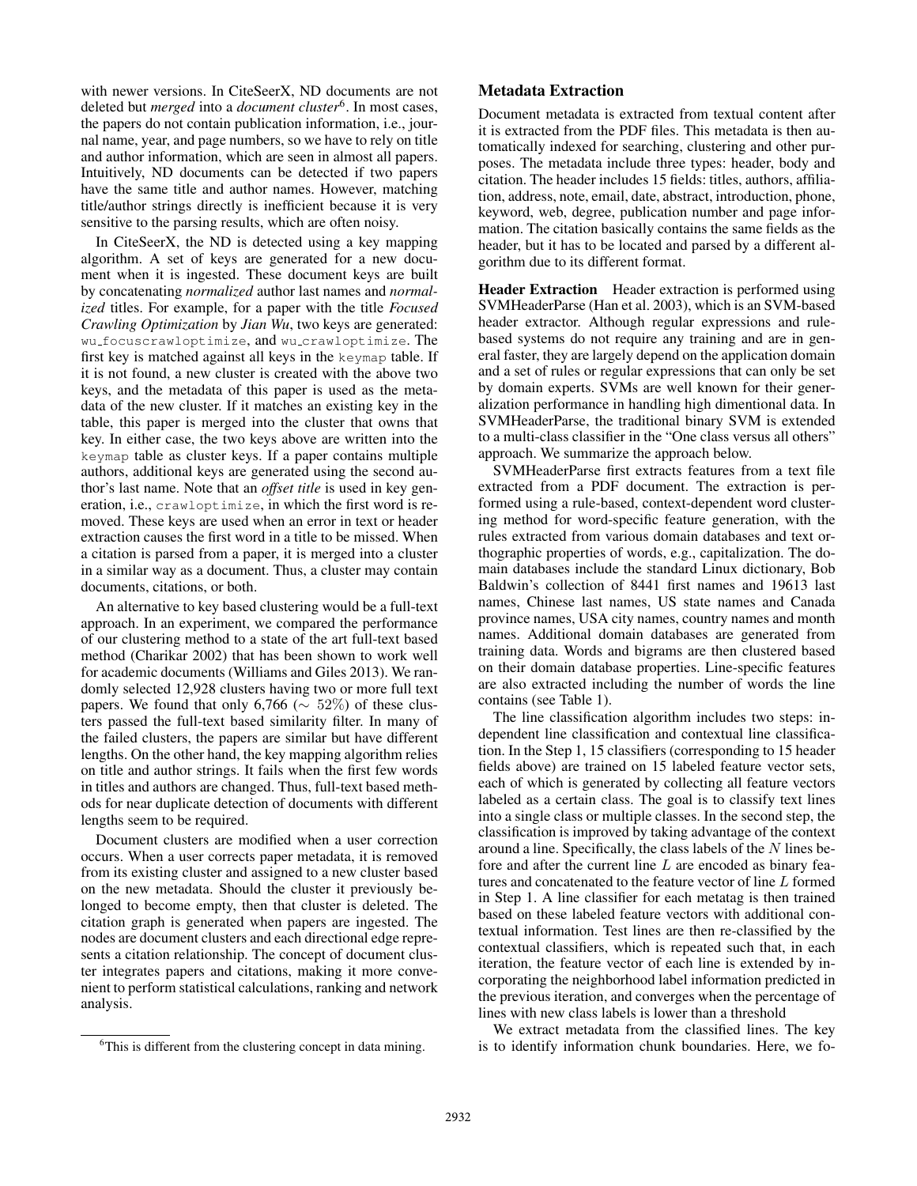with newer versions. In CiteSeerX, ND documents are not deleted but *merged* into a *document cluster*[6]. In most cases, the papers do not contain publication information, i.e., journal name, year, and page numbers, so we have to rely on title and author information, which are seen in almost all papers. Intuitively, ND documents can be detected if two papers have the same title and author names. However, matching title/author strings directly is inefficient because it is very sensitive to the parsing results, which are often noisy.

In CiteSeerX, the ND is detected using a key mapping algorithm. A set of keys are generated for a new document when it is ingested. These document keys are built by concatenating *normalized* author last names and *normalized* titles. For example, for a paper with the title *Focused Crawling Optimization* by *Jian Wu*, two keys are generated: `wu_focuscrawloptimize`, and `wu_crawloptimize`. The first key is matched against all keys in the `keymap` table. If it is not found, a new cluster is created with the above two keys, and the metadata of this paper is used as the metadata of the new cluster. If it matches an existing key in the table, this paper is merged into the cluster that owns that key. In either case, the two keys above are written into the `keymap` table as cluster keys. If a paper contains multiple authors, additional keys are generated using the second author's last name. Note that an *offset title* is used in key generation, i.e., `crawloptimize`, in which the first word is removed. These keys are used when an error in text or header extraction causes the first word in a title to be missed. When a citation is parsed from a paper, it is merged into a cluster in a similar way as a document. Thus, a cluster may contain documents, citations, or both.

An alternative to key based clustering would be a full-text approach. In an experiment, we compared the performance of our clustering method to a state of the art full-text based method (Charikar 2002) that has been shown to work well for academic documents (Williams and Giles 2013). We randomly selected 12,928 clusters having two or more full text papers. We found that only 6,766 ($\sim 52\%$) of these clusters passed the full-text based similarity filter. In many of the failed clusters, the papers are similar but have different lengths. On the other hand, the key mapping algorithm relies on title and author strings. It fails when the first few words in titles and authors are changed. Thus, full-text based methods for near duplicate detection of documents with different lengths seem to be required.

Document clusters are modified when a user correction occurs. When a user corrects paper metadata, it is removed from its existing cluster and assigned to a new cluster based on the new metadata. Should the cluster it previously belonged to become empty, then that cluster is deleted. The citation graph is generated when papers are ingested. The nodes are document clusters and each directional edge represents a citation relationship. The concept of document cluster integrates papers and citations, making it more convenient to perform statistical calculations, ranking and network analysis.

[6] This is different from the clustering concept in data mining.

## Metadata Extraction

Document metadata is extracted from textual content after it is extracted from the PDF files. This metadata is then automatically indexed for searching, clustering and other purposes. The metadata include three types: header, body and citation. The header includes 15 fields: titles, authors, affiliation, address, note, email, date, abstract, introduction, phone, keyword, web, degree, publication number and page information. The citation basically contains the same fields as the header, but it has to be located and parsed by a different algorithm due to its different format.

**Header Extraction** Header extraction is performed using SVMHeaderParse (Han et al. 2003), which is an SVM-based header extractor. Although regular expressions and rule-based systems do not require any training and are in general faster, they are largely depend on the application domain and a set of rules or regular expressions that can only be set by domain experts. SVMs are well known for their generalization performance in handling high dimentional data. In SVMHeaderParse, the traditional binary SVM is extended to a multi-class classifier in the "One class versus all others" approach. We summarize the approach below.

SVMHeaderParse first extracts features from a text file extracted from a PDF document. The extraction is performed using a rule-based, context-dependent word clustering method for word-specific feature generation, with the rules extracted from various domain databases and text orthographic properties of words, e.g., capitalization. The domain databases include the standard Linux dictionary, Bob Baldwin's collection of 8441 first names and 19613 last names, Chinese last names, US state names and Canada province names, USA city names, country names and month names. Additional domain databases are generated from training data. Words and bigrams are then clustered based on their domain database properties. Line-specific features are also extracted including the number of words the line contains (see Table 1).

The line classification algorithm includes two steps: independent line classification and contextual line classification. In the Step 1, 15 classifiers (corresponding to 15 header fields above) are trained on 15 labeled feature vector sets, each of which is generated by collecting all feature vectors labeled as a certain class. The goal is to classify text lines into a single class or multiple classes. In the second step, the classification is improved by taking advantage of the context around a line. Specifically, the class labels of the $N$ lines before and after the current line $L$ are encoded as binary features and concatenated to the feature vector of line $L$ formed in Step 1. A line classifier for each metatag is then trained based on these labeled feature vectors with additional contextual information. Test lines are then re-classified by the contextual classifiers, which is repeated such that, in each iteration, the feature vector of each line is extended by incorporating the neighborhood label information predicted in the previous iteration, and converges when the percentage of lines with new class labels is lower than a threshold

We extract metadata from the classified lines. The key is to identify information chunk boundaries. Here, we fo-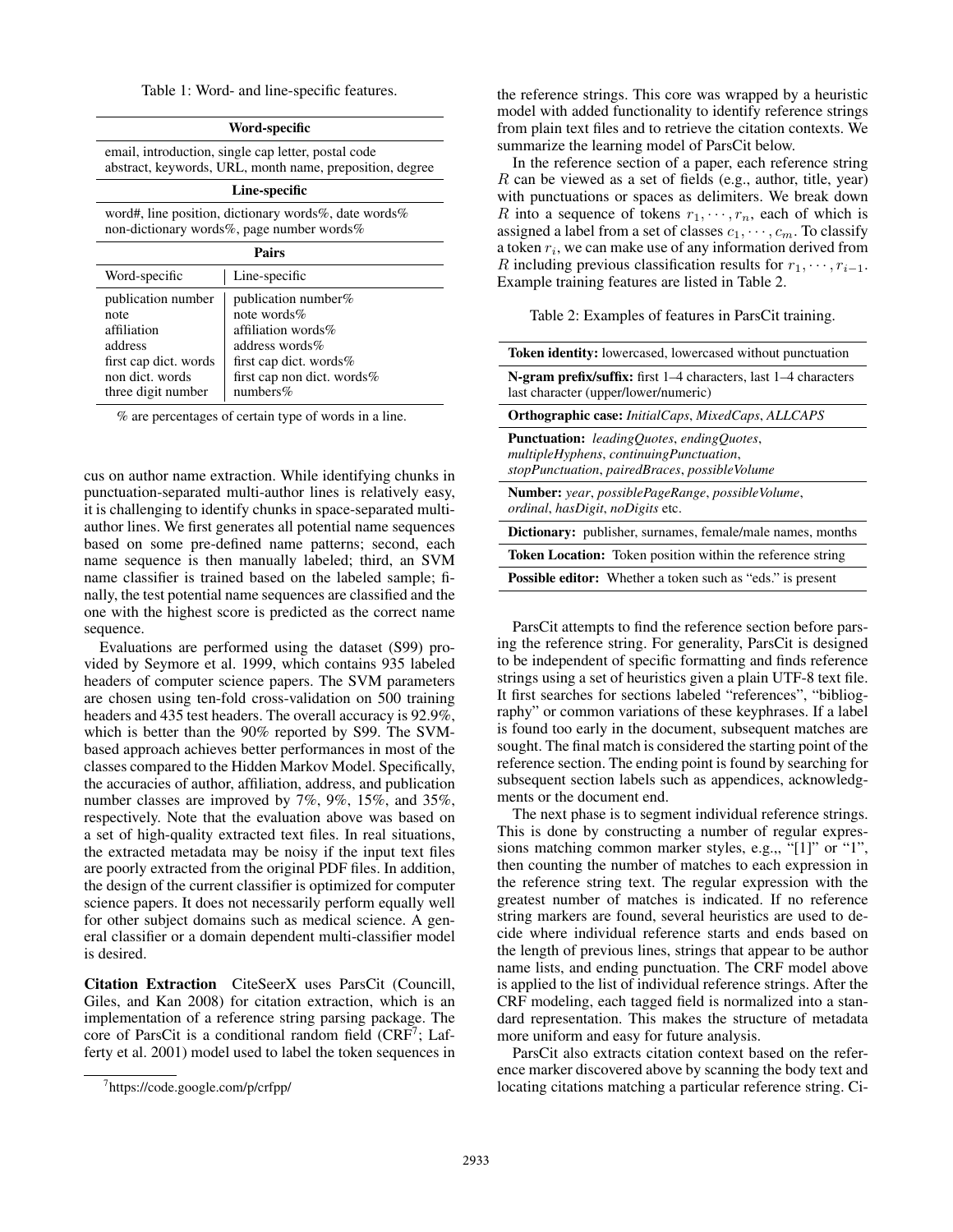Table 1: Word- and line-specific features.

| Word-specific | |
|---|---|
| email, introduction, single cap letter, postal code abstract, keywords, URL, month name, preposition, degree | |
| **Line-specific** | |
| word#, line position, dictionary words%, date words% non-dictionary words%, page number words% | |
| **Pairs** | |
| Word-specific | Line-specific |
| publication number | publication number% |
| note | note words% |
| affiliation | affiliation words% |
| address | address words% |
| first cap dict. words | first cap dict. words% |
| non dict. words | first cap non dict. words% |
| three digit number | numbers% |

% are percentages of certain type of words in a line.

cus on author name extraction. While identifying chunks in punctuation-separated multi-author lines is relatively easy, it is challenging to identify chunks in space-separated multi-author lines. We first generates all potential name sequences based on some pre-defined name patterns; second, each name sequence is then manually labeled; third, an SVM name classifier is trained based on the labeled sample; finally, the test potential name sequences are classified and the one with the highest score is predicted as the correct name sequence.

Evaluations are performed using the dataset (S99) provided by Seymore et al. 1999, which contains 935 labeled headers of computer science papers. The SVM parameters are chosen using ten-fold cross-validation on 500 training headers and 435 test headers. The overall accuracy is 92.9%, which is better than the 90% reported by S99. The SVM-based approach achieves better performances in most of the classes compared to the Hidden Markov Model. Specifically, the accuracies of author, affiliation, address, and publication number classes are improved by 7%, 9%, 15%, and 35%, respectively. Note that the evaluation above was based on a set of high-quality extracted text files. In real situations, the extracted metadata may be noisy if the input text files are poorly extracted from the original PDF files. In addition, the design of the current classifier is optimized for computer science papers. It does not necessarily perform equally well for other subject domains such as medical science. A general classifier or a domain dependent multi-classifier model is desired.

**Citation Extraction** CiteSeerX uses ParsCit (Councill, Giles, and Kan 2008) for citation extraction, which is an implementation of a reference string parsing package. The core of ParsCit is a conditional random field (CRF[7]; Lafferty et al. 2001) model used to label the token sequences in the reference strings. This core was wrapped by a heuristic model with added functionality to identify reference strings from plain text files and to retrieve the citation contexts. We summarize the learning model of ParsCit below.

In the reference section of a paper, each reference string $R$ can be viewed as a set of fields (e.g., author, title, year) with punctuations or spaces as delimiters. We break down $R$ into a sequence of tokens $r_1, \cdots, r_n$, each of which is assigned a label from a set of classes $c_1, \cdots, c_m$. To classify a token $r_i$, we can make use of any information derived from $R$ including previous classification results for $r_1, \cdots, r_{i-1}$. Example training features are listed in Table 2.

Table 2: Examples of features in ParsCit training.

| Feature |
|---|
| **Token identity:** lowercased, lowercased without punctuation |
| **N-gram prefix/suffix:** first 1–4 characters, last 1–4 characters last character (upper/lower/numeric) |
| **Orthographic case:** *InitialCaps*, *MixedCaps*, *ALLCAPS* |
| **Punctuation:** *leadingQuotes*, *endingQuotes*, *multipleHyphens*, *continuingPunctuation*, *stopPunctuation*, *pairedBraces*, *possibleVolume* |
| **Number:** *year*, *possiblePageRange*, *possibleVolume*, *ordinal*, *hasDigit*, *noDigits* etc. |
| **Dictionary:** publisher, surnames, female/male names, months |
| **Token Location:** Token position within the reference string |
| **Possible editor:** Whether a token such as "eds." is present |

ParsCit attempts to find the reference section before parsing the reference string. For generality, ParsCit is designed to be independent of specific formatting and finds reference strings using a set of heuristics given a plain UTF-8 text file. It first searches for sections labeled "references", "bibliography" or common variations of these keyphrases. If a label is found too early in the document, subsequent matches are sought. The final match is considered the starting point of the reference section. The ending point is found by searching for subsequent section labels such as appendices, acknowledgments or the document end.

The next phase is to segment individual reference strings. This is done by constructing a number of regular expressions matching common marker styles, e.g.,, "[1]" or "1", then counting the number of matches to each expression in the reference string text. The regular expression with the greatest number of matches is indicated. If no reference string markers are found, several heuristics are used to decide where individual reference starts and ends based on the length of previous lines, strings that appear to be author name lists, and ending punctuation. The CRF model above is applied to the list of individual reference strings. After the CRF modeling, each tagged field is normalized into a standard representation. This makes the structure of metadata more uniform and easy for future analysis.

ParsCit also extracts citation context based on the reference marker discovered above by scanning the body text and locating citations matching a particular reference string. Ci-

[7] https://code.google.com/p/crfpp/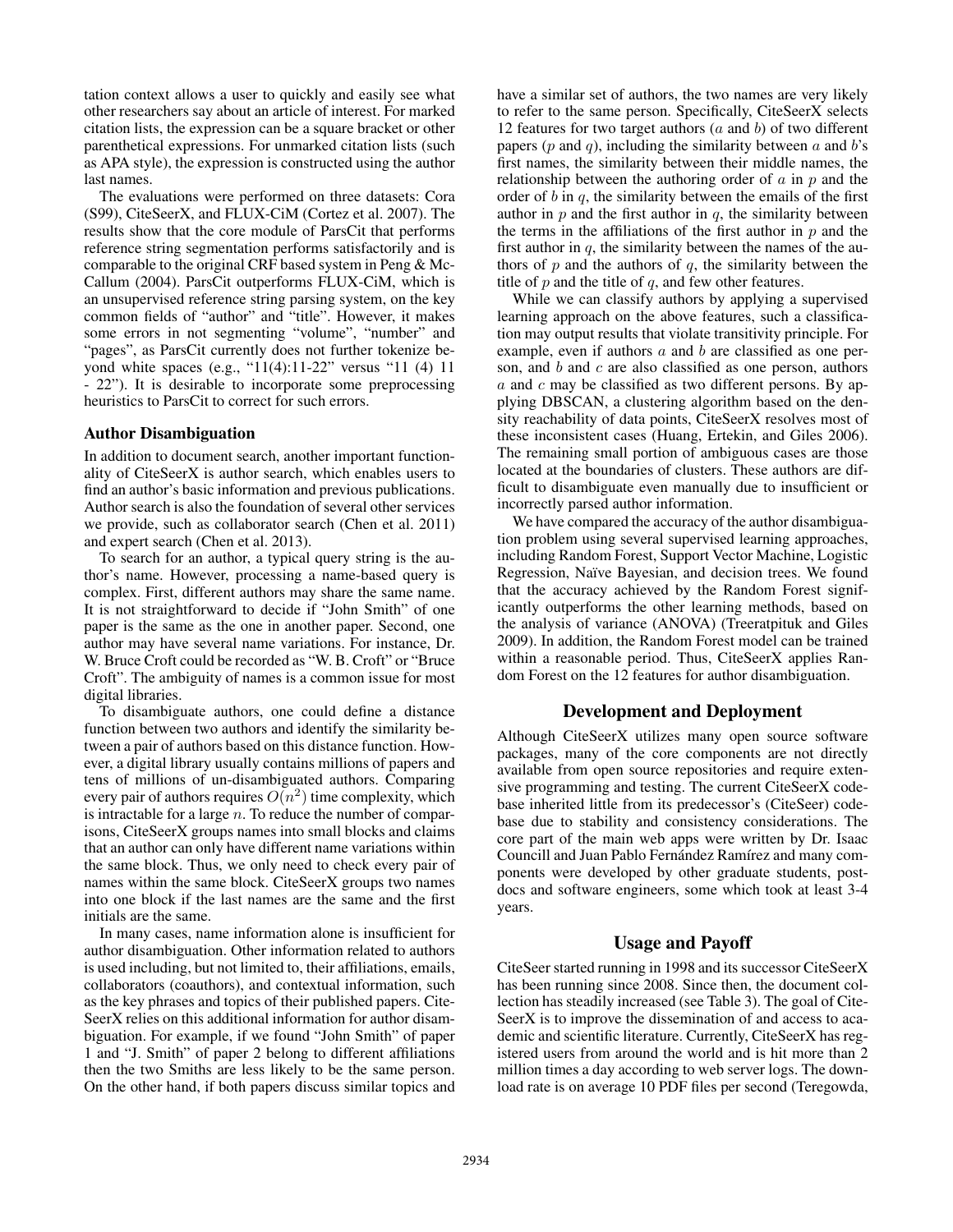tation context allows a user to quickly and easily see what other researchers say about an article of interest. For marked citation lists, the expression can be a square bracket or other parenthetical expressions. For unmarked citation lists (such as APA style), the expression is constructed using the author last names.

The evaluations were performed on three datasets: Cora (S99), CiteSeerX, and FLUX-CiM (Cortez et al. 2007). The results show that the core module of ParsCit that performs reference string segmentation performs satisfactorily and is comparable to the original CRF based system in Peng & McCallum (2004). ParsCit outperforms FLUX-CiM, which is an unsupervised reference string parsing system, on the key common fields of "author" and "title". However, it makes some errors in not segmenting "volume", "number" and "pages", as ParsCit currently does not further tokenize beyond white spaces (e.g., "11(4):11-22" versus "11 (4) 11 - 22"). It is desirable to incorporate some preprocessing heuristics to ParsCit to correct for such errors.

### Author Disambiguation

In addition to document search, another important functionality of CiteSeerX is author search, which enables users to find an author's basic information and previous publications. Author search is also the foundation of several other services we provide, such as collaborator search (Chen et al. 2011) and expert search (Chen et al. 2013).

To search for an author, a typical query string is the author's name. However, processing a name-based query is complex. First, different authors may share the same name. It is not straightforward to decide if "John Smith" of one paper is the same as the one in another paper. Second, one author may have several name variations. For instance, Dr. W. Bruce Croft could be recorded as "W. B. Croft" or "Bruce Croft". The ambiguity of names is a common issue for most digital libraries.

To disambiguate authors, one could define a distance function between two authors and identify the similarity between a pair of authors based on this distance function. However, a digital library usually contains millions of papers and tens of millions of un-disambiguated authors. Comparing every pair of authors requires $O(n^2)$ time complexity, which is intractable for a large $n$. To reduce the number of comparisons, CiteSeerX groups names into small blocks and claims that an author can only have different name variations within the same block. Thus, we only need to check every pair of names within the same block. CiteSeerX groups two names into one block if the last names are the same and the first initials are the same.

In many cases, name information alone is insufficient for author disambiguation. Other information related to authors is used including, but not limited to, their affiliations, emails, collaborators (coauthors), and contextual information, such as the key phrases and topics of their published papers. CiteSeerX relies on this additional information for author disambiguation. For example, if we found "John Smith" of paper 1 and "J. Smith" of paper 2 belong to different affiliations then the two Smiths are less likely to be the same person. On the other hand, if both papers discuss similar topics and have a similar set of authors, the two names are very likely to refer to the same person. Specifically, CiteSeerX selects 12 features for two target authors ($a$ and $b$) of two different papers ($p$ and $q$), including the similarity between $a$ and $b$'s first names, the similarity between their middle names, the relationship between the authoring order of $a$ in $p$ and the order of $b$ in $q$, the similarity between the emails of the first author in $p$ and the first author in $q$, the similarity between the terms in the affiliations of the first author in $p$ and the first author in $q$, the similarity between the names of the authors of $p$ and the authors of $q$, the similarity between the title of $p$ and the title of $q$, and few other features.

While we can classify authors by applying a supervised learning approach on the above features, such a classification may output results that violate transitivity principle. For example, even if authors $a$ and $b$ are classified as one person, and $b$ and $c$ are also classified as one person, authors $a$ and $c$ may be classified as two different persons. By applying DBSCAN, a clustering algorithm based on the density reachability of data points, CiteSeerX resolves most of these inconsistent cases (Huang, Ertekin, and Giles 2006). The remaining small portion of ambiguous cases are those located at the boundaries of clusters. These authors are difficult to disambiguate even manually due to insufficient or incorrectly parsed author information.

We have compared the accuracy of the author disambiguation problem using several supervised learning approaches, including Random Forest, Support Vector Machine, Logistic Regression, Naïve Bayesian, and decision trees. We found that the accuracy achieved by the Random Forest significantly outperforms the other learning methods, based on the analysis of variance (ANOVA) (Treeratpituk and Giles 2009). In addition, the Random Forest model can be trained within a reasonable period. Thus, CiteSeerX applies Random Forest on the 12 features for author disambiguation.

## Development and Deployment

Although CiteSeerX utilizes many open source software packages, many of the core components are not directly available from open source repositories and require extensive programming and testing. The current CiteSeerX codebase inherited little from its predecessor's (CiteSeer) codebase due to stability and consistency considerations. The core part of the main web apps were written by Dr. Isaac Councill and Juan Pablo Fernández Ramírez and many components were developed by other graduate students, postdocs and software engineers, some which took at least 3-4 years.

## Usage and Payoff

CiteSeer started running in 1998 and its successor CiteSeerX has been running since 2008. Since then, the document collection has steadily increased (see Table 3). The goal of CiteSeerX is to improve the dissemination of and access to academic and scientific literature. Currently, CiteSeerX has registered users from around the world and is hit more than 2 million times a day according to web server logs. The download rate is on average 10 PDF files per second (Teregowda,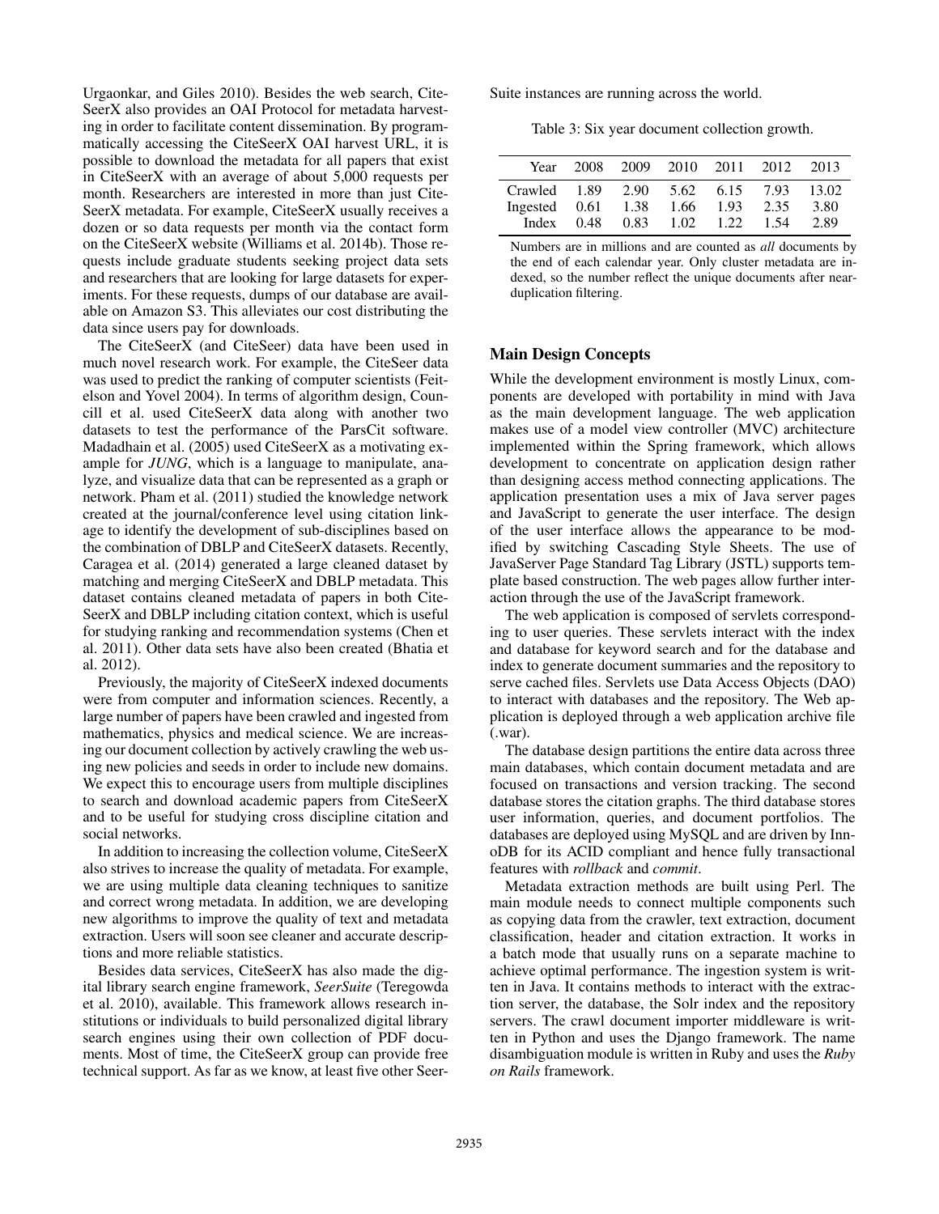Urgaonkar, and Giles 2010). Besides the web search, CiteSeerX also provides an OAI Protocol for metadata harvesting in order to facilitate content dissemination. By programmatically accessing the CiteSeerX OAI harvest URL, it is possible to download the metadata for all papers that exist in CiteSeerX with an average of about 5,000 requests per month. Researchers are interested in more than just CiteSeerX metadata. For example, CiteSeerX usually receives a dozen or so data requests per month via the contact form on the CiteSeerX website (Williams et al. 2014b). Those requests include graduate students seeking project data sets and researchers that are looking for large datasets for experiments. For these requests, dumps of our database are available on Amazon S3. This alleviates our cost distributing the data since users pay for downloads.

The CiteSeerX (and CiteSeer) data have been used in much novel research work. For example, the CiteSeer data was used to predict the ranking of computer scientists (Feitelson and Yovel 2004). In terms of algorithm design, Councill et al. used CiteSeerX data along with another two datasets to test the performance of the ParsCit software. Madadhain et al. (2005) used CiteSeerX as a motivating example for *JUNG*, which is a language to manipulate, analyze, and visualize data that can be represented as a graph or network. Pham et al. (2011) studied the knowledge network created at the journal/conference level using citation linkage to identify the development of sub-disciplines based on the combination of DBLP and CiteSeerX datasets. Recently, Caragea et al. (2014) generated a large cleaned dataset by matching and merging CiteSeerX and DBLP metadata. This dataset contains cleaned metadata of papers in both CiteSeerX and DBLP including citation context, which is useful for studying ranking and recommendation systems (Chen et al. 2011). Other data sets have also been created (Bhatia et al. 2012).

Previously, the majority of CiteSeerX indexed documents were from computer and information sciences. Recently, a large number of papers have been crawled and ingested from mathematics, physics and medical science. We are increasing our document collection by actively crawling the web using new policies and seeds in order to include new domains. We expect this to encourage users from multiple disciplines to search and download academic papers from CiteSeerX and to be useful for studying cross discipline citation and social networks.

In addition to increasing the collection volume, CiteSeerX also strives to increase the quality of metadata. For example, we are using multiple data cleaning techniques to sanitize and correct wrong metadata. In addition, we are developing new algorithms to improve the quality of text and metadata extraction. Users will soon see cleaner and accurate descriptions and more reliable statistics.

Besides data services, CiteSeerX has also made the digital library search engine framework, *SeerSuite* (Teregowda et al. 2010), available. This framework allows research institutions or individuals to build personalized digital library search engines using their own collection of PDF documents. Most of time, the CiteSeerX group can provide free technical support. As far as we know, at least five other SeerSuite instances are running across the world.

Table 3: Six year document collection growth.

| Year | 2008 | 2009 | 2010 | 2011 | 2012 | 2013 |
|---|---|---|---|---|---|---|
| Crawled | 1.89 | 2.90 | 5.62 | 6.15 | 7.93 | 13.02 |
| Ingested | 0.61 | 1.38 | 1.66 | 1.93 | 2.35 | 3.80 |
| Index | 0.48 | 0.83 | 1.02 | 1.22 | 1.54 | 2.89 |

Numbers are in millions and are counted as *all* documents by the end of each calendar year. Only cluster metadata are indexed, so the number reflect the unique documents after near-duplication filtering.

## Main Design Concepts

While the development environment is mostly Linux, components are developed with portability in mind with Java as the main development language. The web application makes use of a model view controller (MVC) architecture implemented within the Spring framework, which allows development to concentrate on application design rather than designing access method connecting applications. The application presentation uses a mix of Java server pages and JavaScript to generate the user interface. The design of the user interface allows the appearance to be modified by switching Cascading Style Sheets. The use of JavaServer Page Standard Tag Library (JSTL) supports template based construction. The web pages allow further interaction through the use of the JavaScript framework.

The web application is composed of servlets corresponding to user queries. These servlets interact with the index and database for keyword search and for the database and index to generate document summaries and the repository to serve cached files. Servlets use Data Access Objects (DAO) to interact with databases and the repository. The Web application is deployed through a web application archive file (.war).

The database design partitions the entire data across three main databases, which contain document metadata and are focused on transactions and version tracking. The second database stores the citation graphs. The third database stores user information, queries, and document portfolios. The databases are deployed using MySQL and are driven by InnoDB for its ACID compliant and hence fully transactional features with *rollback* and *commit*.

Metadata extraction methods are built using Perl. The main module needs to connect multiple components such as copying data from the crawler, text extraction, document classification, header and citation extraction. It works in a batch mode that usually runs on a separate machine to achieve optimal performance. The ingestion system is written in Java. It contains methods to interact with the extraction server, the database, the Solr index and the repository servers. The crawl document importer middleware is written in Python and uses the Django framework. The name disambiguation module is written in Ruby and uses the *Ruby on Rails* framework.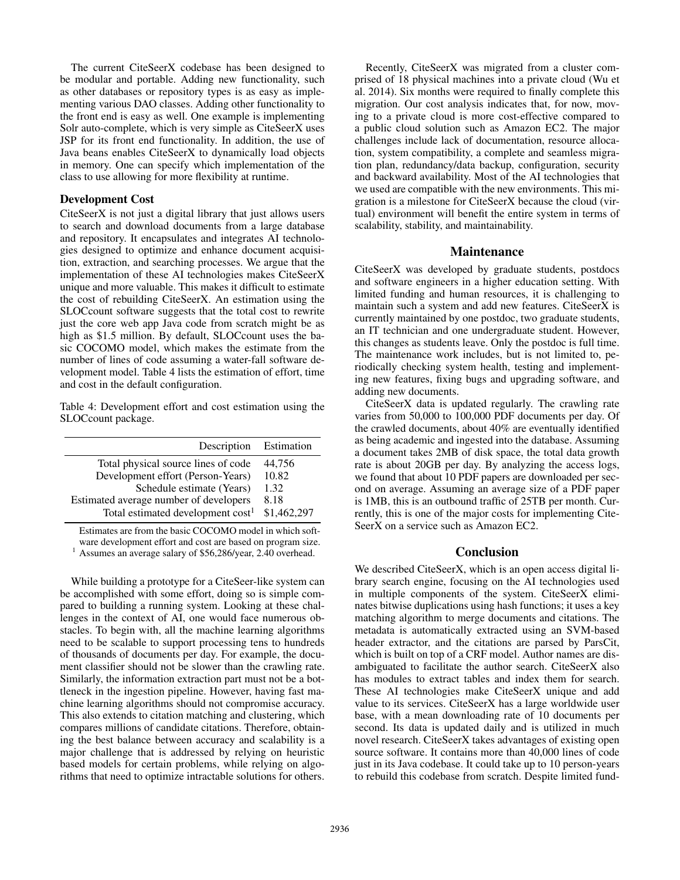The current CiteSeerX codebase has been designed to be modular and portable. Adding new functionality, such as other databases or repository types is as easy as implementing various DAO classes. Adding other functionality to the front end is easy as well. One example is implementing Solr auto-complete, which is very simple as CiteSeerX uses JSP for its front end functionality. In addition, the use of Java beans enables CiteSeerX to dynamically load objects in memory. One can specify which implementation of the class to use allowing for more flexibility at runtime.

### Development Cost

CiteSeerX is not just a digital library that just allows users to search and download documents from a large database and repository. It encapsulates and integrates AI technologies designed to optimize and enhance document acquisition, extraction, and searching processes. We argue that the implementation of these AI technologies makes CiteSeerX unique and more valuable. This makes it difficult to estimate the cost of rebuilding CiteSeerX. An estimation using the SLOCcount software suggests that the total cost to rewrite just the core web app Java code from scratch might be as high as $1.5 million. By default, SLOCcount uses the basic COCOMO model, which makes the estimate from the number of lines of code assuming a water-fall software development model. Table 4 lists the estimation of effort, time and cost in the default configuration.

Table 4: Development effort and cost estimation using the SLOCcount package.

| Description | Estimation |
|---:|---|
| Total physical source lines of code | 44,756 |
| Development effort (Person-Years) | 10.82 |
| Schedule estimate (Years) | 1.32 |
| Estimated average number of developers | 8.18 |
| Total estimated development cost[1] | $1,462,297 |

Estimates are from the basic COCOMO model in which software development effort and cost are based on program size.
[1] Assumes an average salary of $56,286/year, 2.40 overhead.

While building a prototype for a CiteSeer-like system can be accomplished with some effort, doing so is simple compared to building a running system. Looking at these challenges in the context of AI, one would face numerous obstacles. To begin with, all the machine learning algorithms need to be scalable to support processing tens to hundreds of thousands of documents per day. For example, the document classifier should not be slower than the crawling rate. Similarly, the information extraction part must not be a bottleneck in the ingestion pipeline. However, having fast machine learning algorithms should not compromise accuracy. This also extends to citation matching and clustering, which compares millions of candidate citations. Therefore, obtaining the best balance between accuracy and scalability is a major challenge that is addressed by relying on heuristic based models for certain problems, while relying on algorithms that need to optimize intractable solutions for others.

Recently, CiteSeerX was migrated from a cluster comprised of 18 physical machines into a private cloud (Wu et al. 2014). Six months were required to finally complete this migration. Our cost analysis indicates that, for now, moving to a private cloud is more cost-effective compared to a public cloud solution such as Amazon EC2. The major challenges include lack of documentation, resource allocation, system compatibility, a complete and seamless migration plan, redundancy/data backup, configuration, security and backward availability. Most of the AI technologies that we used are compatible with the new environments. This migration is a milestone for CiteSeerX because the cloud (virtual) environment will benefit the entire system in terms of scalability, stability, and maintainability.

## Maintenance

CiteSeerX was developed by graduate students, postdocs and software engineers in a higher education setting. With limited funding and human resources, it is challenging to maintain such a system and add new features. CiteSeerX is currently maintained by one postdoc, two graduate students, an IT technician and one undergraduate student. However, this changes as students leave. Only the postdoc is full time. The maintenance work includes, but is not limited to, periodically checking system health, testing and implementing new features, fixing bugs and upgrading software, and adding new documents.

CiteSeerX data is updated regularly. The crawling rate varies from 50,000 to 100,000 PDF documents per day. Of the crawled documents, about 40% are eventually identified as being academic and ingested into the database. Assuming a document takes 2MB of disk space, the total data growth rate is about 20GB per day. By analyzing the access logs, we found that about 10 PDF papers are downloaded per second on average. Assuming an average size of a PDF paper is 1MB, this is an outbound traffic of 25TB per month. Currently, this is one of the major costs for implementing CiteSeerX on a service such as Amazon EC2.

## Conclusion

We described CiteSeerX, which is an open access digital library search engine, focusing on the AI technologies used in multiple components of the system. CiteSeerX eliminates bitwise duplications using hash functions; it uses a key matching algorithm to merge documents and citations. The metadata is automatically extracted using an SVM-based header extractor, and the citations are parsed by ParsCit, which is built on top of a CRF model. Author names are disambiguated to facilitate the author search. CiteSeerX also has modules to extract tables and index them for search. These AI technologies make CiteSeerX unique and add value to its services. CiteSeerX has a large worldwide user base, with a mean downloading rate of 10 documents per second. Its data is updated daily and is utilized in much novel research. CiteSeerX takes advantages of existing open source software. It contains more than 40,000 lines of code just in its Java codebase. It could take up to 10 person-years to rebuild this codebase from scratch. Despite limited fund-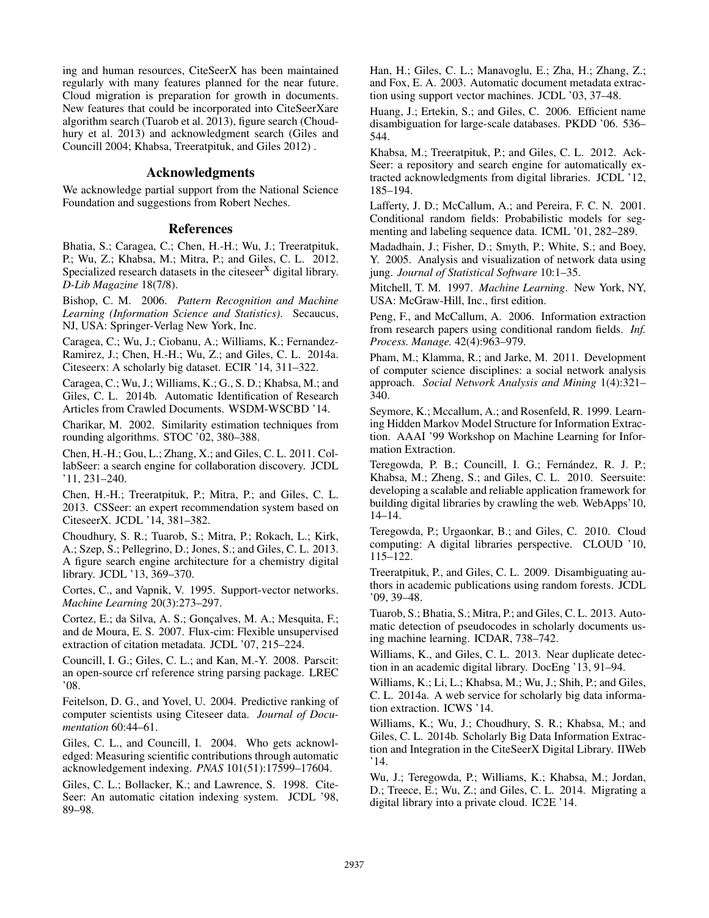ing and human resources, CiteSeerX has been maintained regularly with many features planned for the near future. Cloud migration is preparation for growth in documents. New features that could be incorporated into CiteSeerXare algorithm search (Tuarob et al. 2013), figure search (Choudhury et al. 2013) and acknowledgment search (Giles and Councill 2004; Khabsa, Treeratpituk, and Giles 2012) .

## Acknowledgments

We acknowledge partial support from the National Science Foundation and suggestions from Robert Neches.

## References

Bhatia, S.; Caragea, C.; Chen, H.-H.; Wu, J.; Treeratpituk, P.; Wu, Z.; Khabsa, M.; Mitra, P.; and Giles, C. L. 2012. Specialized research datasets in the citeseer$^{X}$ digital library. *D-Lib Magazine* 18(7/8).

Bishop, C. M. 2006. *Pattern Recognition and Machine Learning (Information Science and Statistics)*. Secaucus, NJ, USA: Springer-Verlag New York, Inc.

Caragea, C.; Wu, J.; Ciobanu, A.; Williams, K.; Fernandez-Ramirez, J.; Chen, H.-H.; Wu, Z.; and Giles, C. L. 2014a. Citeseerx: A scholarly big dataset. ECIR '14, 311–322.

Caragea, C.; Wu, J.; Williams, K.; G., S. D.; Khabsa, M.; and Giles, C. L. 2014b. Automatic Identification of Research Articles from Crawled Documents. WSDM-WSCBD '14.

Charikar, M. 2002. Similarity estimation techniques from rounding algorithms. STOC '02, 380–388.

Chen, H.-H.; Gou, L.; Zhang, X.; and Giles, C. L. 2011. CollabSeer: a search engine for collaboration discovery. JCDL '11, 231–240.

Chen, H.-H.; Treeratpituk, P.; Mitra, P.; and Giles, C. L. 2013. CSSeer: an expert recommendation system based on CiteseerX. JCDL '14, 381–382.

Choudhury, S. R.; Tuarob, S.; Mitra, P.; Rokach, L.; Kirk, A.; Szep, S.; Pellegrino, D.; Jones, S.; and Giles, C. L. 2013. A figure search engine architecture for a chemistry digital library. JCDL '13, 369–370.

Cortes, C., and Vapnik, V. 1995. Support-vector networks. *Machine Learning* 20(3):273–297.

Cortez, E.; da Silva, A. S.; Gonçalves, M. A.; Mesquita, F.; and de Moura, E. S. 2007. Flux-cim: Flexible unsupervised extraction of citation metadata. JCDL '07, 215–224.

Councill, I. G.; Giles, C. L.; and Kan, M.-Y. 2008. Parscit: an open-source crf reference string parsing package. LREC '08.

Feitelson, D. G., and Yovel, U. 2004. Predictive ranking of computer scientists using Citeseer data. *Journal of Documentation* 60:44–61.

Giles, C. L., and Councill, I. 2004. Who gets acknowledged: Measuring scientific contributions through automatic acknowledgement indexing. *PNAS* 101(51):17599–17604.

Giles, C. L.; Bollacker, K.; and Lawrence, S. 1998. CiteSeer: An automatic citation indexing system. JCDL '98, 89–98.

Han, H.; Giles, C. L.; Manavoglu, E.; Zha, H.; Zhang, Z.; and Fox, E. A. 2003. Automatic document metadata extraction using support vector machines. JCDL '03, 37–48.

Huang, J.; Ertekin, S.; and Giles, C. 2006. Efficient name disambiguation for large-scale databases. PKDD '06. 536–544.

Khabsa, M.; Treeratpituk, P.; and Giles, C. L. 2012. AckSeer: a repository and search engine for automatically extracted acknowledgments from digital libraries. JCDL '12, 185–194.

Lafferty, J. D.; McCallum, A.; and Pereira, F. C. N. 2001. Conditional random fields: Probabilistic models for segmenting and labeling sequence data. ICML '01, 282–289.

Madadhain, J.; Fisher, D.; Smyth, P.; White, S.; and Boey, Y. 2005. Analysis and visualization of network data using jung. *Journal of Statistical Software* 10:1–35.

Mitchell, T. M. 1997. *Machine Learning*. New York, NY, USA: McGraw-Hill, Inc., first edition.

Peng, F., and McCallum, A. 2006. Information extraction from research papers using conditional random fields. *Inf. Process. Manage.* 42(4):963–979.

Pham, M.; Klamma, R.; and Jarke, M. 2011. Development of computer science disciplines: a social network analysis approach. *Social Network Analysis and Mining* 1(4):321–340.

Seymore, K.; Mccallum, A.; and Rosenfeld, R. 1999. Learning Hidden Markov Model Structure for Information Extraction. AAAI '99 Workshop on Machine Learning for Information Extraction.

Teregowda, P. B.; Councill, I. G.; Fernández, R. J. P.; Khabsa, M.; Zheng, S.; and Giles, C. L. 2010. Seersuite: developing a scalable and reliable application framework for building digital libraries by crawling the web. WebApps'10, 14–14.

Teregowda, P.; Urgaonkar, B.; and Giles, C. 2010. Cloud computing: A digital libraries perspective. CLOUD '10, 115–122.

Treeratpituk, P., and Giles, C. L. 2009. Disambiguating authors in academic publications using random forests. JCDL '09, 39–48.

Tuarob, S.; Bhatia, S.; Mitra, P.; and Giles, C. L. 2013. Automatic detection of pseudocodes in scholarly documents using machine learning. ICDAR, 738–742.

Williams, K., and Giles, C. L. 2013. Near duplicate detection in an academic digital library. DocEng '13, 91–94.

Williams, K.; Li, L.; Khabsa, M.; Wu, J.; Shih, P.; and Giles, C. L. 2014a. A web service for scholarly big data information extraction. ICWS '14.

Williams, K.; Wu, J.; Choudhury, S. R.; Khabsa, M.; and Giles, C. L. 2014b. Scholarly Big Data Information Extraction and Integration in the CiteSeerX Digital Library. IIWeb '14.

Wu, J.; Teregowda, P.; Williams, K.; Khabsa, M.; Jordan, D.; Treece, E.; Wu, Z.; and Giles, C. L. 2014. Migrating a digital library into a private cloud. IC2E '14.